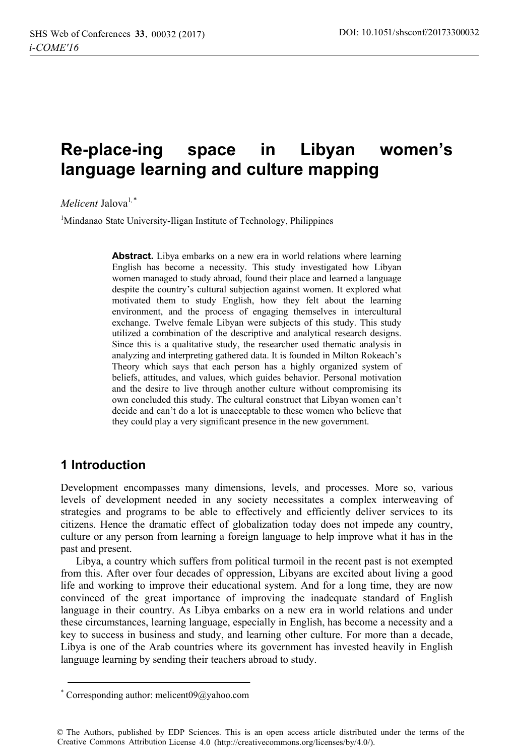# Re-place-ing space in Libyan women's language learning and culture mapping

*Melicent* Jalova[1,*]

[1]Mindanao State University-Iligan Institute of Technology, Philippines

**Abstract.** Libya embarks on a new era in world relations where learning English has become a necessity. This study investigated how Libyan women managed to study abroad, found their place and learned a language despite the country's cultural subjection against women. It explored what motivated them to study English, how they felt about the learning environment, and the process of engaging themselves in intercultural exchange. Twelve female Libyan were subjects of this study. This study utilized a combination of the descriptive and analytical research designs. Since this is a qualitative study, the researcher used thematic analysis in analyzing and interpreting gathered data. It is founded in Milton Rokeach's Theory which says that each person has a highly organized system of beliefs, attitudes, and values, which guides behavior. Personal motivation and the desire to live through another culture without compromising its own concluded this study. The cultural construct that Libyan women can't decide and can't do a lot is unacceptable to these women who believe that they could play a very significant presence in the new government.

## 1 Introduction

Development encompasses many dimensions, levels, and processes. More so, various levels of development needed in any society necessitates a complex interweaving of strategies and programs to be able to effectively and efficiently deliver services to its citizens. Hence the dramatic effect of globalization today does not impede any country, culture or any person from learning a foreign language to help improve what it has in the past and present.

Libya, a country which suffers from political turmoil in the recent past is not exempted from this. After over four decades of oppression, Libyans are excited about living a good life and working to improve their educational system. And for a long time, they are now convinced of the great importance of improving the inadequate standard of English language in their country. As Libya embarks on a new era in world relations and under these circumstances, learning language, especially in English, has become a necessity and a key to success in business and study, and learning other culture. For more than a decade, Libya is one of the Arab countries where its government has invested heavily in English language learning by sending their teachers abroad to study.

[*] Corresponding author: melicent09@yahoo.com

© The Authors, published by EDP Sciences. This is an open access article distributed under the terms of the Creative Commons Attribution License 4.0 (http://creativecommons.org/licenses/by/4.0/).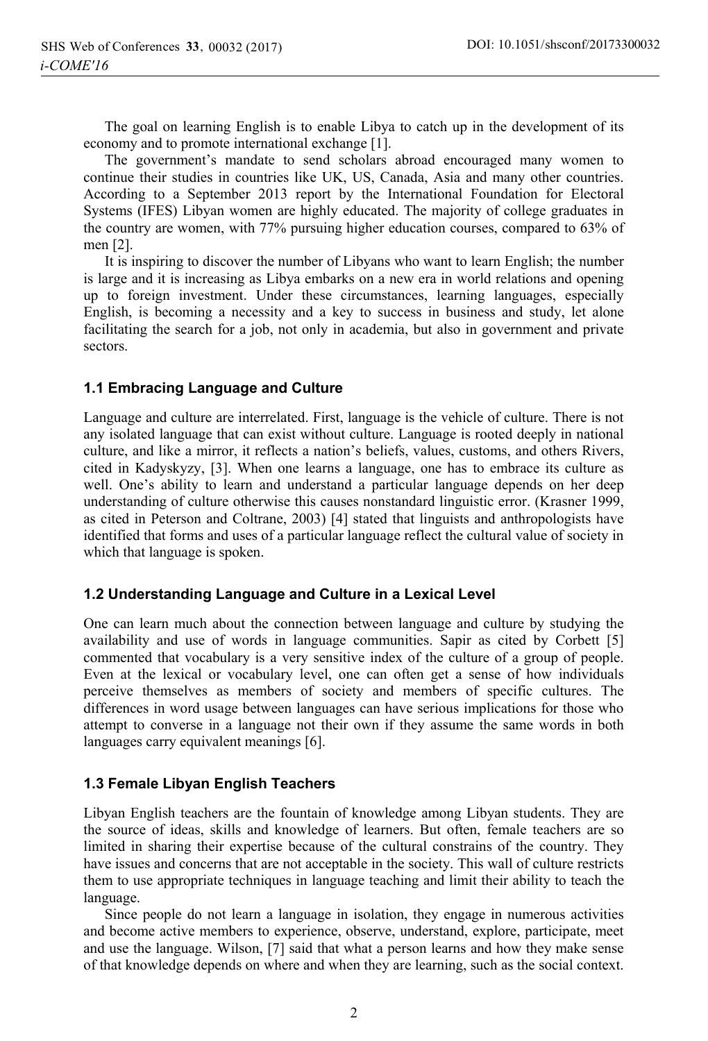The goal on learning English is to enable Libya to catch up in the development of its economy and to promote international exchange [1].

The government's mandate to send scholars abroad encouraged many women to continue their studies in countries like UK, US, Canada, Asia and many other countries. According to a September 2013 report by the International Foundation for Electoral Systems (IFES) Libyan women are highly educated. The majority of college graduates in the country are women, with 77% pursuing higher education courses, compared to 63% of men [2].

It is inspiring to discover the number of Libyans who want to learn English; the number is large and it is increasing as Libya embarks on a new era in world relations and opening up to foreign investment. Under these circumstances, learning languages, especially English, is becoming a necessity and a key to success in business and study, let alone facilitating the search for a job, not only in academia, but also in government and private sectors.

### 1.1 Embracing Language and Culture

Language and culture are interrelated. First, language is the vehicle of culture. There is not any isolated language that can exist without culture. Language is rooted deeply in national culture, and like a mirror, it reflects a nation's beliefs, values, customs, and others Rivers, cited in Kadyskyzy, [3]. When one learns a language, one has to embrace its culture as well. One's ability to learn and understand a particular language depends on her deep understanding of culture otherwise this causes nonstandard linguistic error. (Krasner 1999, as cited in Peterson and Coltrane, 2003) [4] stated that linguists and anthropologists have identified that forms and uses of a particular language reflect the cultural value of society in which that language is spoken.

### 1.2 Understanding Language and Culture in a Lexical Level

One can learn much about the connection between language and culture by studying the availability and use of words in language communities. Sapir as cited by Corbett [5] commented that vocabulary is a very sensitive index of the culture of a group of people. Even at the lexical or vocabulary level, one can often get a sense of how individuals perceive themselves as members of society and members of specific cultures. The differences in word usage between languages can have serious implications for those who attempt to converse in a language not their own if they assume the same words in both languages carry equivalent meanings [6].

### 1.3 Female Libyan English Teachers

Libyan English teachers are the fountain of knowledge among Libyan students. They are the source of ideas, skills and knowledge of learners. But often, female teachers are so limited in sharing their expertise because of the cultural constrains of the country. They have issues and concerns that are not acceptable in the society. This wall of culture restricts them to use appropriate techniques in language teaching and limit their ability to teach the language.

Since people do not learn a language in isolation, they engage in numerous activities and become active members to experience, observe, understand, explore, participate, meet and use the language. Wilson, [7] said that what a person learns and how they make sense of that knowledge depends on where and when they are learning, such as the social context.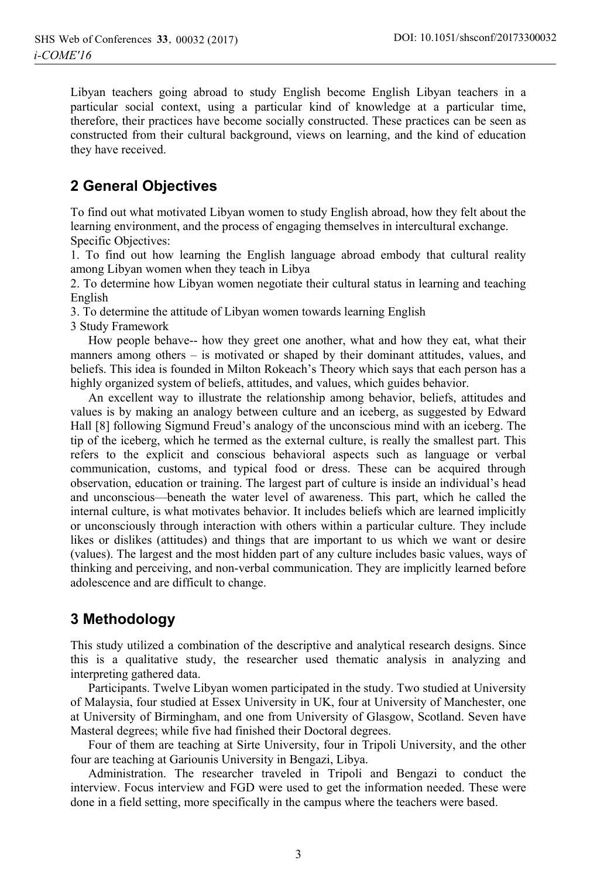Libyan teachers going abroad to study English become English Libyan teachers in a particular social context, using a particular kind of knowledge at a particular time, therefore, their practices have become socially constructed. These practices can be seen as constructed from their cultural background, views on learning, and the kind of education they have received.

## 2 General Objectives

To find out what motivated Libyan women to study English abroad, how they felt about the learning environment, and the process of engaging themselves in intercultural exchange.

Specific Objectives:

1. To find out how learning the English language abroad embody that cultural reality among Libyan women when they teach in Libya
2. To determine how Libyan women negotiate their cultural status in learning and teaching English
3. To determine the attitude of Libyan women towards learning English

3 Study Framework

How people behave-- how they greet one another, what and how they eat, what their manners among others – is motivated or shaped by their dominant attitudes, values, and beliefs. This idea is founded in Milton Rokeach's Theory which says that each person has a highly organized system of beliefs, attitudes, and values, which guides behavior.

An excellent way to illustrate the relationship among behavior, beliefs, attitudes and values is by making an analogy between culture and an iceberg, as suggested by Edward Hall [8] following Sigmund Freud's analogy of the unconscious mind with an iceberg. The tip of the iceberg, which he termed as the external culture, is really the smallest part. This refers to the explicit and conscious behavioral aspects such as language or verbal communication, customs, and typical food or dress. These can be acquired through observation, education or training. The largest part of culture is inside an individual's head and unconscious—beneath the water level of awareness. This part, which he called the internal culture, is what motivates behavior. It includes beliefs which are learned implicitly or unconsciously through interaction with others within a particular culture. They include likes or dislikes (attitudes) and things that are important to us which we want or desire (values). The largest and the most hidden part of any culture includes basic values, ways of thinking and perceiving, and non-verbal communication. They are implicitly learned before adolescence and are difficult to change.

## 3 Methodology

This study utilized a combination of the descriptive and analytical research designs. Since this is a qualitative study, the researcher used thematic analysis in analyzing and interpreting gathered data.

Participants. Twelve Libyan women participated in the study. Two studied at University of Malaysia, four studied at Essex University in UK, four at University of Manchester, one at University of Birmingham, and one from University of Glasgow, Scotland. Seven have Masteral degrees; while five had finished their Doctoral degrees.

Four of them are teaching at Sirte University, four in Tripoli University, and the other four are teaching at Gariounis University in Bengazi, Libya.

Administration. The researcher traveled in Tripoli and Bengazi to conduct the interview. Focus interview and FGD were used to get the information needed. These were done in a field setting, more specifically in the campus where the teachers were based.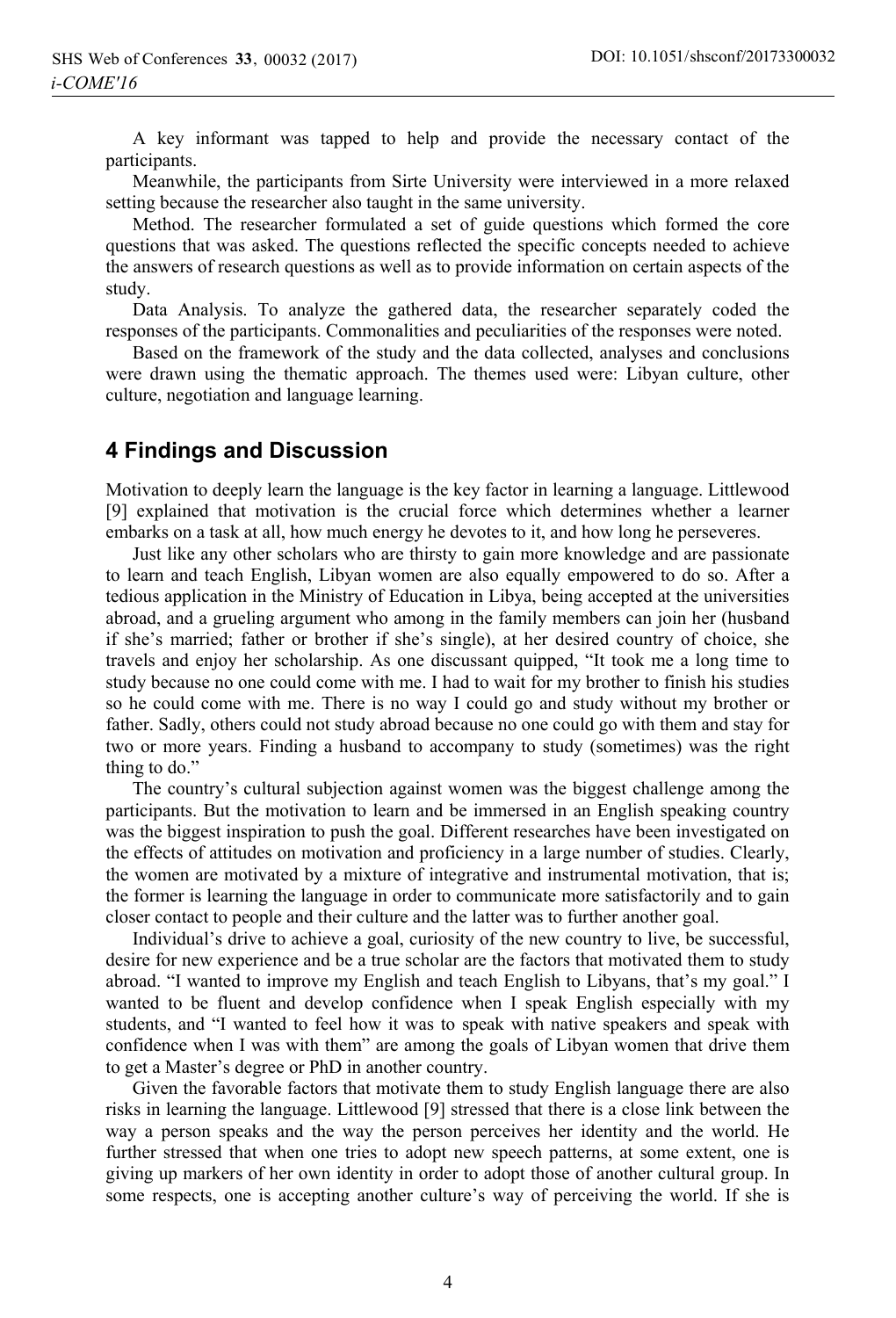A key informant was tapped to help and provide the necessary contact of the participants.

Meanwhile, the participants from Sirte University were interviewed in a more relaxed setting because the researcher also taught in the same university.

Method. The researcher formulated a set of guide questions which formed the core questions that was asked. The questions reflected the specific concepts needed to achieve the answers of research questions as well as to provide information on certain aspects of the study.

Data Analysis. To analyze the gathered data, the researcher separately coded the responses of the participants. Commonalities and peculiarities of the responses were noted.

Based on the framework of the study and the data collected, analyses and conclusions were drawn using the thematic approach. The themes used were: Libyan culture, other culture, negotiation and language learning.

## 4 Findings and Discussion

Motivation to deeply learn the language is the key factor in learning a language. Littlewood [9] explained that motivation is the crucial force which determines whether a learner embarks on a task at all, how much energy he devotes to it, and how long he perseveres.

Just like any other scholars who are thirsty to gain more knowledge and are passionate to learn and teach English, Libyan women are also equally empowered to do so. After a tedious application in the Ministry of Education in Libya, being accepted at the universities abroad, and a grueling argument who among in the family members can join her (husband if she's married; father or brother if she's single), at her desired country of choice, she travels and enjoy her scholarship. As one discussant quipped, "It took me a long time to study because no one could come with me. I had to wait for my brother to finish his studies so he could come with me. There is no way I could go and study without my brother or father. Sadly, others could not study abroad because no one could go with them and stay for two or more years. Finding a husband to accompany to study (sometimes) was the right thing to do."

The country's cultural subjection against women was the biggest challenge among the participants. But the motivation to learn and be immersed in an English speaking country was the biggest inspiration to push the goal. Different researches have been investigated on the effects of attitudes on motivation and proficiency in a large number of studies. Clearly, the women are motivated by a mixture of integrative and instrumental motivation, that is; the former is learning the language in order to communicate more satisfactorily and to gain closer contact to people and their culture and the latter was to further another goal.

Individual's drive to achieve a goal, curiosity of the new country to live, be successful, desire for new experience and be a true scholar are the factors that motivated them to study abroad. "I wanted to improve my English and teach English to Libyans, that's my goal." I wanted to be fluent and develop confidence when I speak English especially with my students, and "I wanted to feel how it was to speak with native speakers and speak with confidence when I was with them" are among the goals of Libyan women that drive them to get a Master's degree or PhD in another country.

Given the favorable factors that motivate them to study English language there are also risks in learning the language. Littlewood [9] stressed that there is a close link between the way a person speaks and the way the person perceives her identity and the world. He further stressed that when one tries to adopt new speech patterns, at some extent, one is giving up markers of her own identity in order to adopt those of another cultural group. In some respects, one is accepting another culture's way of perceiving the world. If she is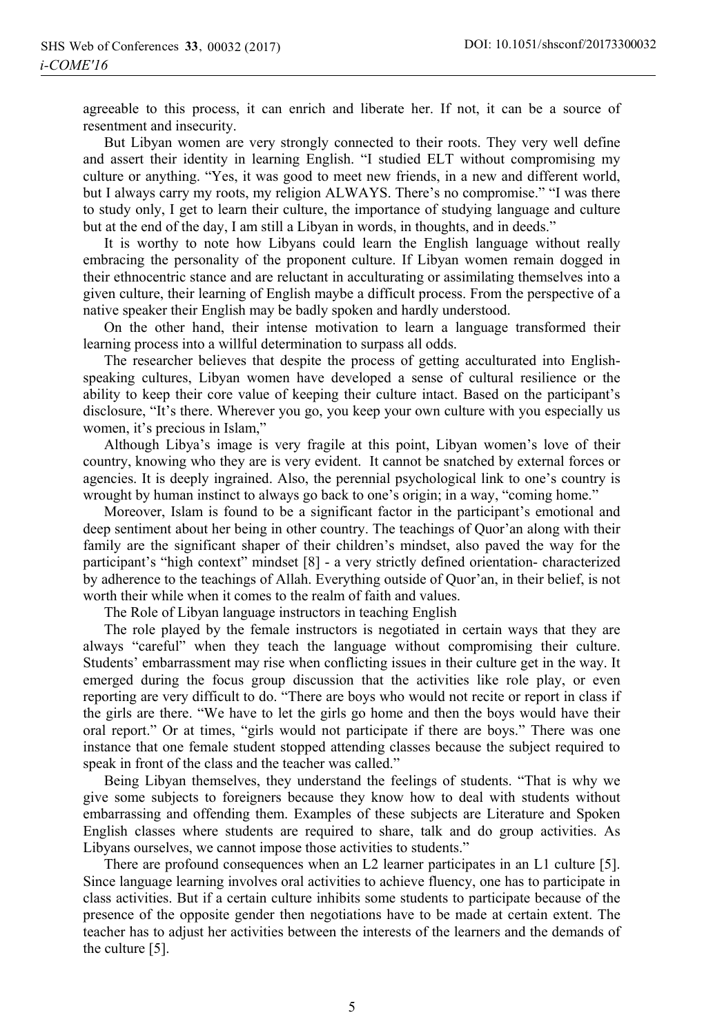agreeable to this process, it can enrich and liberate her. If not, it can be a source of resentment and insecurity.

But Libyan women are very strongly connected to their roots. They very well define and assert their identity in learning English. "I studied ELT without compromising my culture or anything. "Yes, it was good to meet new friends, in a new and different world, but I always carry my roots, my religion ALWAYS. There's no compromise." "I was there to study only, I get to learn their culture, the importance of studying language and culture but at the end of the day, I am still a Libyan in words, in thoughts, and in deeds."

It is worthy to note how Libyans could learn the English language without really embracing the personality of the proponent culture. If Libyan women remain dogged in their ethnocentric stance and are reluctant in acculturating or assimilating themselves into a given culture, their learning of English maybe a difficult process. From the perspective of a native speaker their English may be badly spoken and hardly understood.

On the other hand, their intense motivation to learn a language transformed their learning process into a willful determination to surpass all odds.

The researcher believes that despite the process of getting acculturated into English-speaking cultures, Libyan women have developed a sense of cultural resilience or the ability to keep their core value of keeping their culture intact. Based on the participant's disclosure, "It's there. Wherever you go, you keep your own culture with you especially us women, it's precious in Islam,"

Although Libya's image is very fragile at this point, Libyan women's love of their country, knowing who they are is very evident. It cannot be snatched by external forces or agencies. It is deeply ingrained. Also, the perennial psychological link to one's country is wrought by human instinct to always go back to one's origin; in a way, "coming home."

Moreover, Islam is found to be a significant factor in the participant's emotional and deep sentiment about her being in other country. The teachings of Quor'an along with their family are the significant shaper of their children's mindset, also paved the way for the participant's "high context" mindset [8] - a very strictly defined orientation- characterized by adherence to the teachings of Allah. Everything outside of Quor'an, in their belief, is not worth their while when it comes to the realm of faith and values.

The Role of Libyan language instructors in teaching English

The role played by the female instructors is negotiated in certain ways that they are always "careful" when they teach the language without compromising their culture. Students' embarrassment may rise when conflicting issues in their culture get in the way. It emerged during the focus group discussion that the activities like role play, or even reporting are very difficult to do. "There are boys who would not recite or report in class if the girls are there. "We have to let the girls go home and then the boys would have their oral report." Or at times, "girls would not participate if there are boys." There was one instance that one female student stopped attending classes because the subject required to speak in front of the class and the teacher was called."

Being Libyan themselves, they understand the feelings of students. "That is why we give some subjects to foreigners because they know how to deal with students without embarrassing and offending them. Examples of these subjects are Literature and Spoken English classes where students are required to share, talk and do group activities. As Libyans ourselves, we cannot impose those activities to students."

There are profound consequences when an L2 learner participates in an L1 culture [5]. Since language learning involves oral activities to achieve fluency, one has to participate in class activities. But if a certain culture inhibits some students to participate because of the presence of the opposite gender then negotiations have to be made at certain extent. The teacher has to adjust her activities between the interests of the learners and the demands of the culture [5].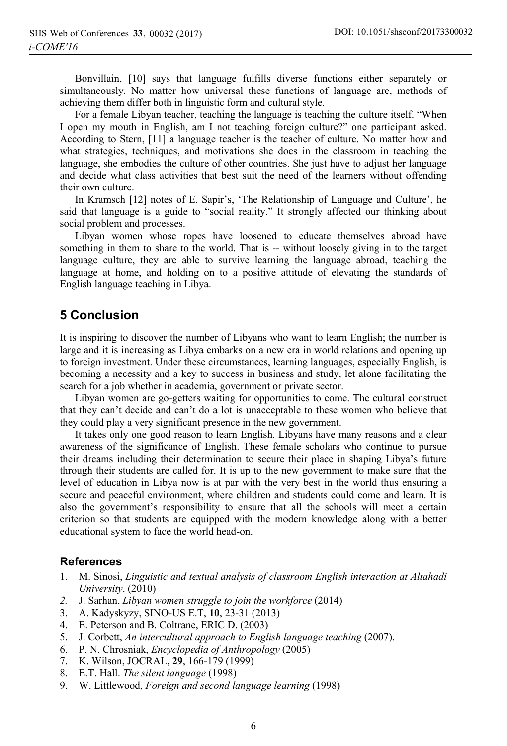Bonvillain, [10] says that language fulfills diverse functions either separately or simultaneously. No matter how universal these functions of language are, methods of achieving them differ both in linguistic form and cultural style.

For a female Libyan teacher, teaching the language is teaching the culture itself. "When I open my mouth in English, am I not teaching foreign culture?" one participant asked. According to Stern, [11] a language teacher is the teacher of culture. No matter how and what strategies, techniques, and motivations she does in the classroom in teaching the language, she embodies the culture of other countries. She just have to adjust her language and decide what class activities that best suit the need of the learners without offending their own culture.

In Kramsch [12] notes of E. Sapir's, 'The Relationship of Language and Culture', he said that language is a guide to "social reality." It strongly affected our thinking about social problem and processes.

Libyan women whose ropes have loosened to educate themselves abroad have something in them to share to the world. That is -- without loosely giving in to the target language culture, they are able to survive learning the language abroad, teaching the language at home, and holding on to a positive attitude of elevating the standards of English language teaching in Libya.

## 5 Conclusion

It is inspiring to discover the number of Libyans who want to learn English; the number is large and it is increasing as Libya embarks on a new era in world relations and opening up to foreign investment. Under these circumstances, learning languages, especially English, is becoming a necessity and a key to success in business and study, let alone facilitating the search for a job whether in academia, government or private sector.

Libyan women are go-getters waiting for opportunities to come. The cultural construct that they can't decide and can't do a lot is unacceptable to these women who believe that they could play a very significant presence in the new government.

It takes only one good reason to learn English. Libyans have many reasons and a clear awareness of the significance of English. These female scholars who continue to pursue their dreams including their determination to secure their place in shaping Libya's future through their students are called for. It is up to the new government to make sure that the level of education in Libya now is at par with the very best in the world thus ensuring a secure and peaceful environment, where children and students could come and learn. It is also the government's responsibility to ensure that all the schools will meet a certain criterion so that students are equipped with the modern knowledge along with a better educational system to face the world head-on.

### References

1. M. Sinosi, *Linguistic and textual analysis of classroom English interaction at Altahadi University*. (2010)
2. J. Sarhan, *Libyan women struggle to join the workforce* (2014)
3. A. Kadyskyzy, SINO-US E.T, **10**, 23-31 (2013)
4. E. Peterson and B. Coltrane, ERIC D. (2003)
5. J. Corbett, *An intercultural approach to English language teaching* (2007).
6. P. N. Chrosniak, *Encyclopedia of Anthropology* (2005)
7. K. Wilson, JOCRAL, **29**, 166-179 (1999)
8. E.T. Hall. *The silent language* (1998)
9. W. Littlewood, *Foreign and second language learning* (1998)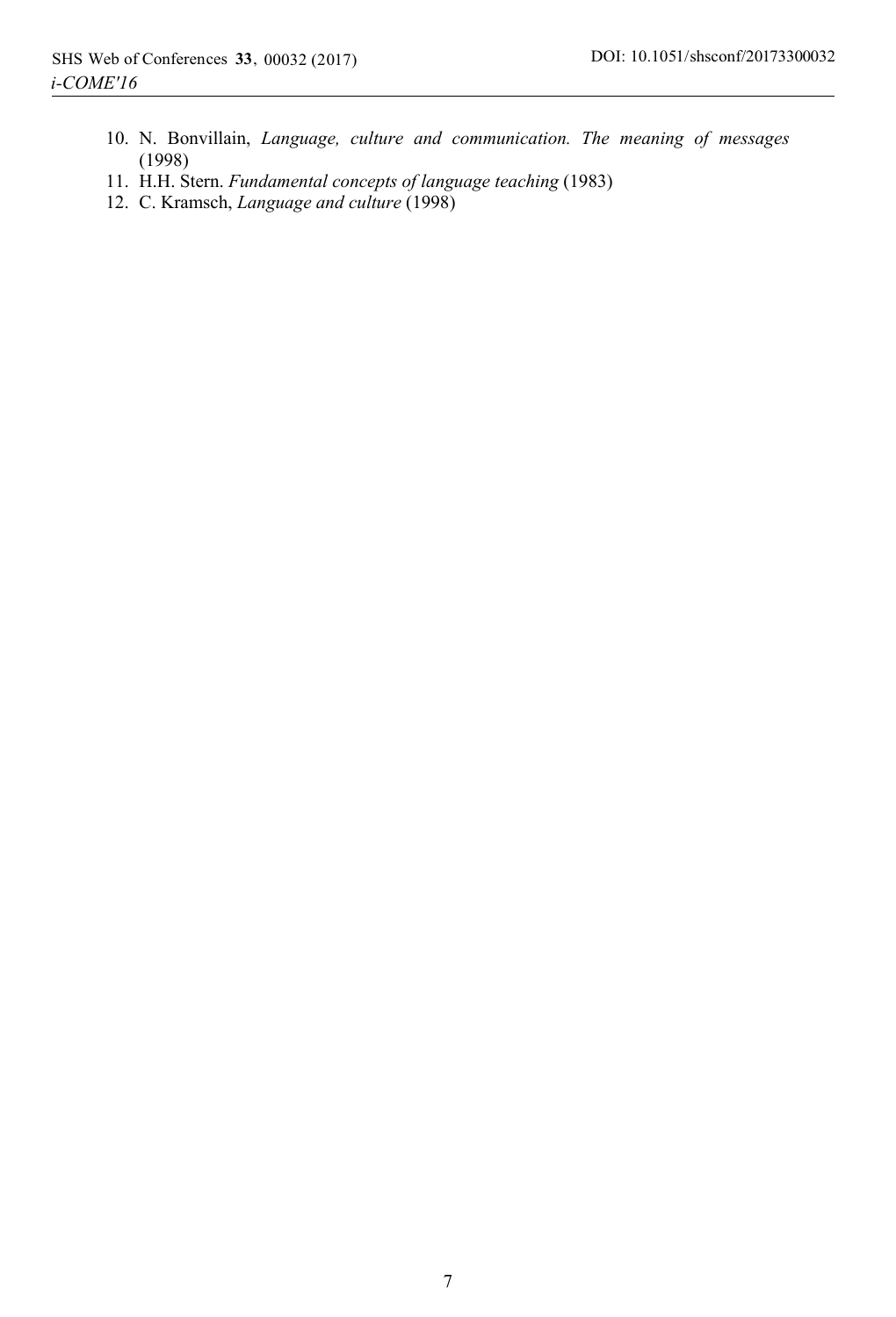10. N. Bonvillain, *Language, culture and communication. The meaning of messages* (1998)
11. H.H. Stern. *Fundamental concepts of language teaching* (1983)
12. C. Kramsch, *Language and culture* (1998)